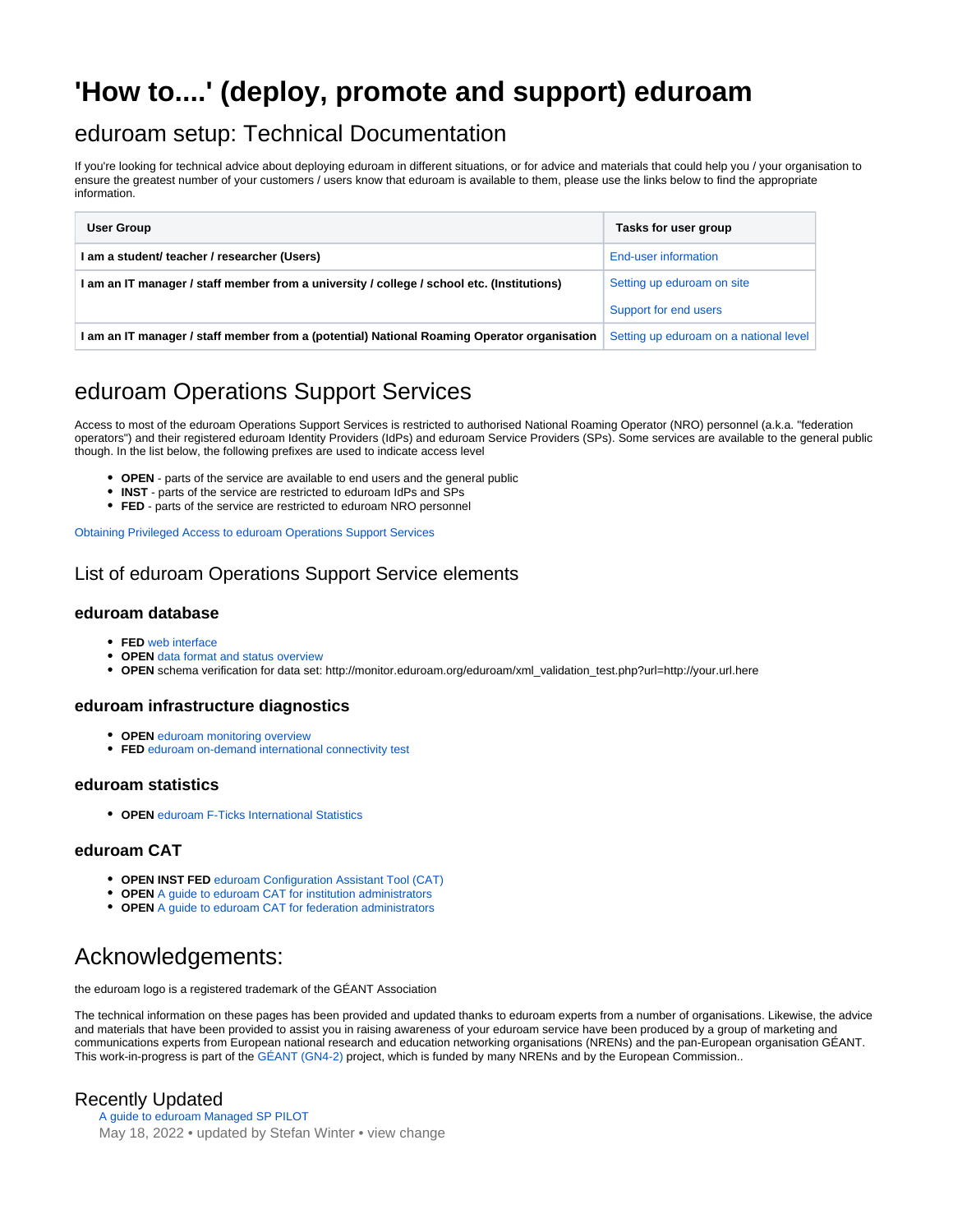# 'How to....' (deploy, promote and support) eduroam

## eduroam setup: Technical Documentation

If you're looking for technical advice about deploying eduroam in different situations, or for advice and materials that could help you / your organisation to ensure the greatest number of your customers / users know that eduroam is available to them, please use the links below to find the appropriate information.

| User Group | Tasks for user group |
|---|---|
| **I am a student/ teacher / researcher (Users)** | End-user information |
| **I am an IT manager / staff member from a university / college / school etc. (Institutions)** | Setting up eduroam on site<br><br>Support for end users |
| **I am an IT manager / staff member from a (potential) National Roaming Operator organisation** | Setting up eduroam on a national level |

## eduroam Operations Support Services

Access to most of the eduroam Operations Support Services is restricted to authorised National Roaming Operator (NRO) personnel (a.k.a. "federation operators") and their registered eduroam Identity Providers (IdPs) and eduroam Service Providers (SPs). Some services are available to the general public though. In the list below, the following prefixes are used to indicate access level

- **OPEN** - parts of the service are available to end users and the general public
- **INST** - parts of the service are restricted to eduroam IdPs and SPs
- **FED** - parts of the service are restricted to eduroam NRO personnel

Obtaining Privileged Access to eduroam Operations Support Services

### List of eduroam Operations Support Service elements

#### eduroam database

- **FED** web interface
- **OPEN** data format and status overview
- **OPEN** schema verification for data set: http://monitor.eduroam.org/eduroam/xml_validation_test.php?url=http://your.url.here

#### eduroam infrastructure diagnostics

- **OPEN** eduroam monitoring overview
- **FED** eduroam on-demand international connectivity test

#### eduroam statistics

- **OPEN** eduroam F-Ticks International Statistics

#### eduroam CAT

- **OPEN INST FED** eduroam Configuration Assistant Tool (CAT)
- **OPEN** A guide to eduroam CAT for institution administrators
- **OPEN** A guide to eduroam CAT for federation administrators

## Acknowledgements:

the eduroam logo is a registered trademark of the GÉANT Association

The technical information on these pages has been provided and updated thanks to eduroam experts from a number of organisations. Likewise, the advice and materials that have been provided to assist you in raising awareness of your eduroam service have been produced by a group of marketing and communications experts from European national research and education networking organisations (NRENs) and the pan-European organisation GÉANT. This work-in-progress is part of the GÉANT (GN4-2) project, which is funded by many NRENs and by the European Commission..

### Recently Updated

A guide to eduroam Managed SP PILOT
May 18, 2022 • updated by Stefan Winter • view change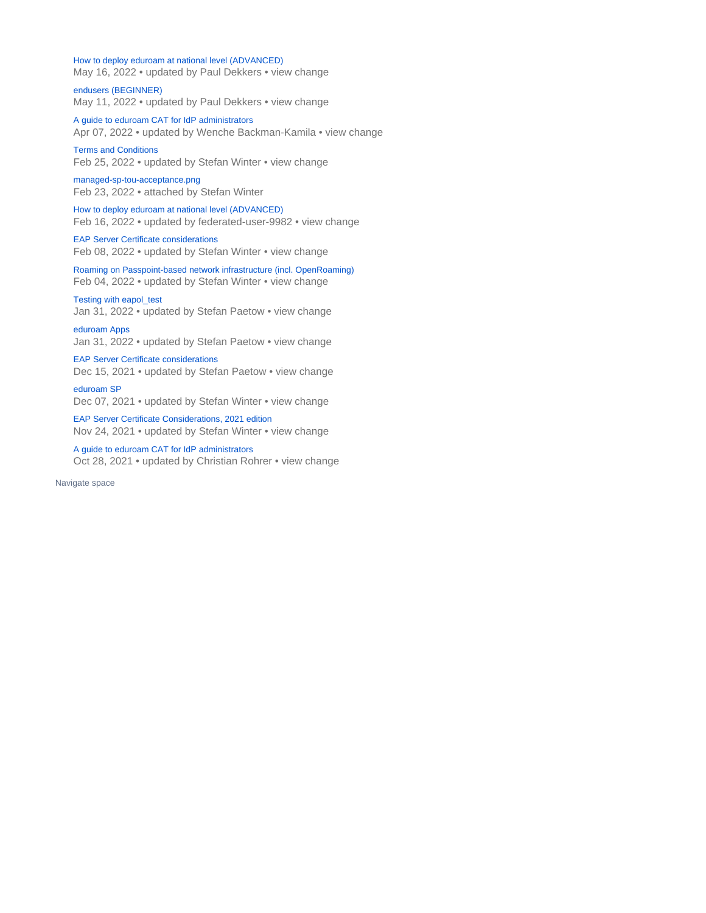How to deploy eduroam at national level (ADVANCED)
May 16, 2022 • updated by Paul Dekkers • view change

endusers (BEGINNER)
May 11, 2022 • updated by Paul Dekkers • view change

A guide to eduroam CAT for IdP administrators
Apr 07, 2022 • updated by Wenche Backman-Kamila • view change

Terms and Conditions
Feb 25, 2022 • updated by Stefan Winter • view change

managed-sp-tou-acceptance.png
Feb 23, 2022 • attached by Stefan Winter

How to deploy eduroam at national level (ADVANCED)
Feb 16, 2022 • updated by federated-user-9982 • view change

EAP Server Certificate considerations
Feb 08, 2022 • updated by Stefan Winter • view change

Roaming on Passpoint-based network infrastructure (incl. OpenRoaming)
Feb 04, 2022 • updated by Stefan Winter • view change

Testing with eapol_test
Jan 31, 2022 • updated by Stefan Paetow • view change

eduroam Apps
Jan 31, 2022 • updated by Stefan Paetow • view change

EAP Server Certificate considerations
Dec 15, 2021 • updated by Stefan Paetow • view change

eduroam SP
Dec 07, 2021 • updated by Stefan Winter • view change

EAP Server Certificate Considerations, 2021 edition
Nov 24, 2021 • updated by Stefan Winter • view change

A guide to eduroam CAT for IdP administrators
Oct 28, 2021 • updated by Christian Rohrer • view change

Navigate space